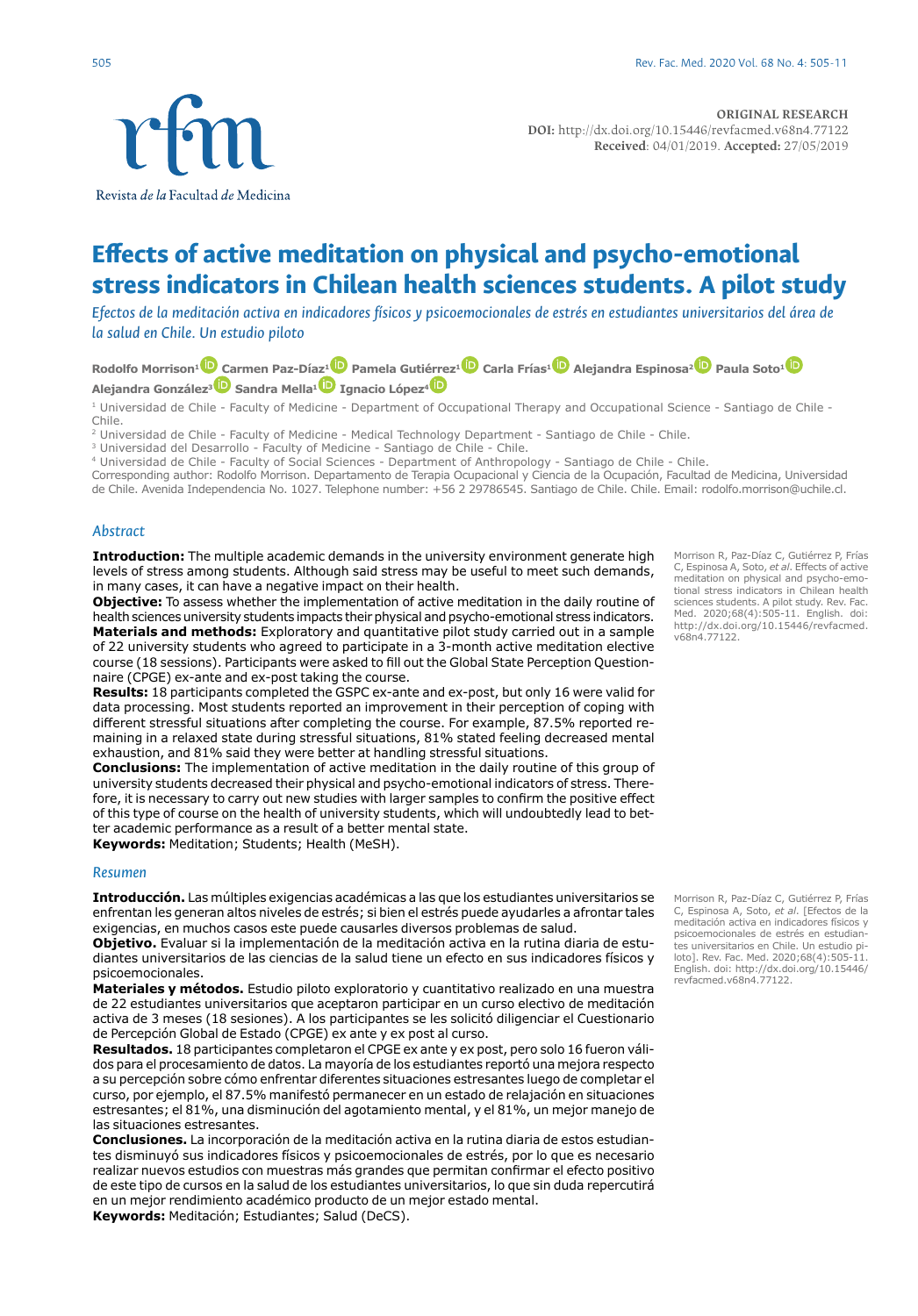ORIGINAL RESEARCH

**DOI:** http://dx.doi.org/10.15446/revfacmed.v68n4.77122

**Received**: 04/01/2019. **Accepted:** 27/05/2019

# Effects of active meditation on physical and psycho-emotional stress indicators in Chilean health sciences students. A pilot study

*Efectos de la meditación activa en indicadores físicos y psicoemocionales de estrés en estudiantes universitarios del área de la salud en Chile. Un estudio piloto*

**Rodolfo Morrison**[1] **Carmen Paz-Díaz**[1] **Pamela Gutiérrez**[1] **Carla Frías**[1] **Alejandra Espinosa**[2] **Paula Soto**[1] **Alejandra González**[3] **Sandra Mella**[1] **Ignacio López**[4]

[1] Universidad de Chile - Faculty of Medicine - Department of Occupational Therapy and Occupational Science - Santiago de Chile - Chile.

[2] Universidad de Chile - Faculty of Medicine - Medical Technology Department - Santiago de Chile - Chile.

[3] Universidad del Desarrollo - Faculty of Medicine - Santiago de Chile - Chile.

[4] Universidad de Chile - Faculty of Social Sciences - Department of Anthropology - Santiago de Chile - Chile.

Corresponding author: Rodolfo Morrison. Departamento de Terapia Ocupacional y Ciencia de la Ocupación, Facultad de Medicina, Universidad de Chile. Avenida Independencia No. 1027. Telephone number: +56 2 29786545. Santiago de Chile. Chile. Email: rodolfo.morrison@uchile.cl.

## Abstract

**Introduction:** The multiple academic demands in the university environment generate high levels of stress among students. Although said stress may be useful to meet such demands, in many cases, it can have a negative impact on their health.

**Objective:** To assess whether the implementation of active meditation in the daily routine of health sciences university students impacts their physical and psycho-emotional stress indicators.

**Materials and methods:** Exploratory and quantitative pilot study carried out in a sample of 22 university students who agreed to participate in a 3-month active meditation elective course (18 sessions). Participants were asked to fill out the Global State Perception Questionnaire (CPGE) ex-ante and ex-post taking the course.

**Results:** 18 participants completed the GSPC ex-ante and ex-post, but only 16 were valid for data processing. Most students reported an improvement in their perception of coping with different stressful situations after completing the course. For example, 87.5% reported remaining in a relaxed state during stressful situations, 81% stated feeling decreased mental exhaustion, and 81% said they were better at handling stressful situations.

**Conclusions:** The implementation of active meditation in the daily routine of this group of university students decreased their physical and psycho-emotional indicators of stress. Therefore, it is necessary to carry out new studies with larger samples to confirm the positive effect of this type of course on the health of university students, which will undoubtedly lead to better academic performance as a result of a better mental state.

**Keywords:** Meditation; Students; Health (MeSH).

Morrison R, Paz-Díaz C, Gutiérrez P, Frías C, Espinosa A, Soto, *et al*. Effects of active meditation on physical and psycho-emotional stress indicators in Chilean health sciences students. A pilot study. Rev. Fac. Med. 2020;68(4):505-11. English. doi: http://dx.doi.org/10.15446/revfacmed.v68n4.77122.

## Resumen

**Introducción.** Las múltiples exigencias académicas a las que los estudiantes universitarios se enfrentan les generan altos niveles de estrés; si bien el estrés puede ayudarles a afrontar tales exigencias, en muchos casos este puede causarles diversos problemas de salud.

**Objetivo.** Evaluar si la implementación de la meditación activa en la rutina diaria de estudiantes universitarios de las ciencias de la salud tiene un efecto en sus indicadores físicos y psicoemocionales.

**Materiales y métodos.** Estudio piloto exploratorio y cuantitativo realizado en una muestra de 22 estudiantes universitarios que aceptaron participar en un curso electivo de meditación activa de 3 meses (18 sesiones). A los participantes se les solicitó diligenciar el Cuestionario de Percepción Global de Estado (CPGE) ex ante y ex post al curso.

**Resultados.** 18 participantes completaron el CPGE ex ante y ex post, pero solo 16 fueron válidos para el procesamiento de datos. La mayoría de los estudiantes reportó una mejora respecto a su percepción sobre cómo enfrentar diferentes situaciones estresantes luego de completar el curso, por ejemplo, el 87.5% manifestó permanecer en un estado de relajación en situaciones estresantes; el 81%, una disminución del agotamiento mental, y el 81%, un mejor manejo de las situaciones estresantes.

**Conclusiones.** La incorporación de la meditación activa en la rutina diaria de estos estudiantes disminuyó sus indicadores físicos y psicoemocionales de estrés, por lo que es necesario realizar nuevos estudios con muestras más grandes que permitan confirmar el efecto positivo de este tipo de cursos en la salud de los estudiantes universitarios, lo que sin duda repercutirá en un mejor rendimiento académico producto de un mejor estado mental.

**Keywords:** Meditación; Estudiantes; Salud (DeCS).

Morrison R, Paz-Díaz C, Gutiérrez P, Frías C, Espinosa A, Soto, *et al*. [Efectos de la meditación activa en indicadores físicos y psicoemocionales de estrés en estudiantes universitarios en Chile. Un estudio piloto]. Rev. Fac. Med. 2020;68(4):505-11. English. doi: http://dx.doi.org/10.15446/revfacmed.v68n4.77122.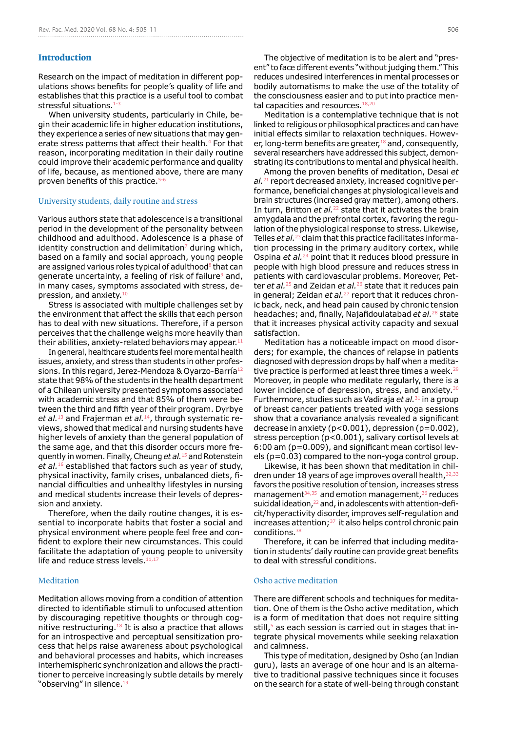## Introduction

Research on the impact of meditation in different populations shows benefits for people's quality of life and establishes that this practice is a useful tool to combat stressful situations.[1-3]

When university students, particularly in Chile, begin their academic life in higher education institutions, they experience a series of new situations that may generate stress patterns that affect their health.[4] For that reason, incorporating meditation in their daily routine could improve their academic performance and quality of life, because, as mentioned above, there are many proven benefits of this practice.[5-6]

### University students, daily routine and stress

Various authors state that adolescence is a transitional period in the development of the personality between childhood and adulthood. Adolescence is a phase of identity construction and delimitation[7] during which, based on a family and social approach, young people are assigned various roles typical of adulthood[8] that can generate uncertainty, a feeling of risk of failure[9] and, in many cases, symptoms associated with stress, depression, and anxiety.[10]

Stress is associated with multiple challenges set by the environment that affect the skills that each person has to deal with new situations. Therefore, if a person perceives that the challenge weighs more heavily than their abilities, anxiety-related behaviors may appear.[11]

In general, healthcare students feel more mental health issues, anxiety, and stress than students in other professions. In this regard, Jerez-Mendoza & Oyarzo-Barría[12] state that 98% of the students in the health department of a Chilean university presented symptoms associated with academic stress and that 85% of them were between the third and fifth year of their program. Dyrbye *et al.*[13] and Frajerman *et al.*[14], through systematic reviews, showed that medical and nursing students have higher levels of anxiety than the general population of the same age, and that this disorder occurs more frequently in women. Finally, Cheung *et al.*[15] and Rotenstein *et al.*[16] established that factors such as year of study, physical inactivity, family crises, unbalanced diets, financial difficulties and unhealthy lifestyles in nursing and medical students increase their levels of depression and anxiety.

Therefore, when the daily routine changes, it is essential to incorporate habits that foster a social and physical environment where people feel free and confident to explore their new circumstances. This could facilitate the adaptation of young people to university life and reduce stress levels.[11,17]

### Meditation

Meditation allows moving from a condition of attention directed to identifiable stimuli to unfocused attention by discouraging repetitive thoughts or through cognitive restructuring.[18] It is also a practice that allows for an introspective and perceptual sensitization process that helps raise awareness about psychological and behavioral processes and habits, which increases interhemispheric synchronization and allows the practitioner to perceive increasingly subtle details by merely "observing" in silence.[19]

The objective of meditation is to be alert and "present" to face different events "without judging them." This reduces undesired interferences in mental processes or bodily automatisms to make the use of the totality of the consciousness easier and to put into practice mental capacities and resources.[18,20]

Meditation is a contemplative technique that is not linked to religious or philosophical practices and can have initial effects similar to relaxation techniques. However, long-term benefits are greater,[18] and, consequently, several researchers have addressed this subject, demonstrating its contributions to mental and physical health.

Among the proven benefits of meditation, Desai *et al.*[21] report decreased anxiety, increased cognitive performance, beneficial changes at physiological levels and brain structures (increased gray matter), among others. In turn, Britton *et al.*[22] state that it activates the brain amygdala and the prefrontal cortex, favoring the regulation of the physiological response to stress. Likewise, Telles *et al.*[23] claim that this practice facilitates information processing in the primary auditory cortex, while Ospina *et al.*[24] point that it reduces blood pressure in people with high blood pressure and reduces stress in patients with cardiovascular problems. Moreover, Petter *et al.*[25] and Zeidan *et al.*[26] state that it reduces pain in general; Zeidan *et al.*[27] report that it reduces chronic back, neck, and head pain caused by chronic tension headaches; and, finally, Najafidoulatabad *et al.*[28] state that it increases physical activity capacity and sexual satisfaction.

Meditation has a noticeable impact on mood disorders; for example, the chances of relapse in patients diagnosed with depression drops by half when a meditative practice is performed at least three times a week.[29] Moreover, in people who meditate regularly, there is a lower incidence of depression, stress, and anxiety.[30] Furthermore, studies such as Vadiraja *et al.*[31] in a group of breast cancer patients treated with yoga sessions show that a covariance analysis revealed a significant decrease in anxiety ($p<0.001$), depression ($p=0.002$), stress perception ($p<0.001$), salivary cortisol levels at 6:00 am ($p=0.009$), and significant mean cortisol levels ($p=0.03$) compared to the non-yoga control group.

Likewise, it has been shown that meditation in children under 18 years of age improves overall health,[32,33] favors the positive resolution of tension, increases stress management[34,35] and emotion management,[36] reduces suicidal ideation,[22] and, in adolescents with attention-deficit/hyperactivity disorder, improves self-regulation and increases attention;[37] it also helps control chronic pain conditions.[38]

Therefore, it can be inferred that including meditation in students' daily routine can provide great benefits to deal with stressful conditions.

### Osho active meditation

There are different schools and techniques for meditation. One of them is the Osho active meditation, which is a form of meditation that does not require sitting still,[5] as each session is carried out in stages that integrate physical movements while seeking relaxation and calmness.

This type of meditation, designed by Osho (an Indian guru), lasts an average of one hour and is an alternative to traditional passive techniques since it focuses on the search for a state of well-being through constant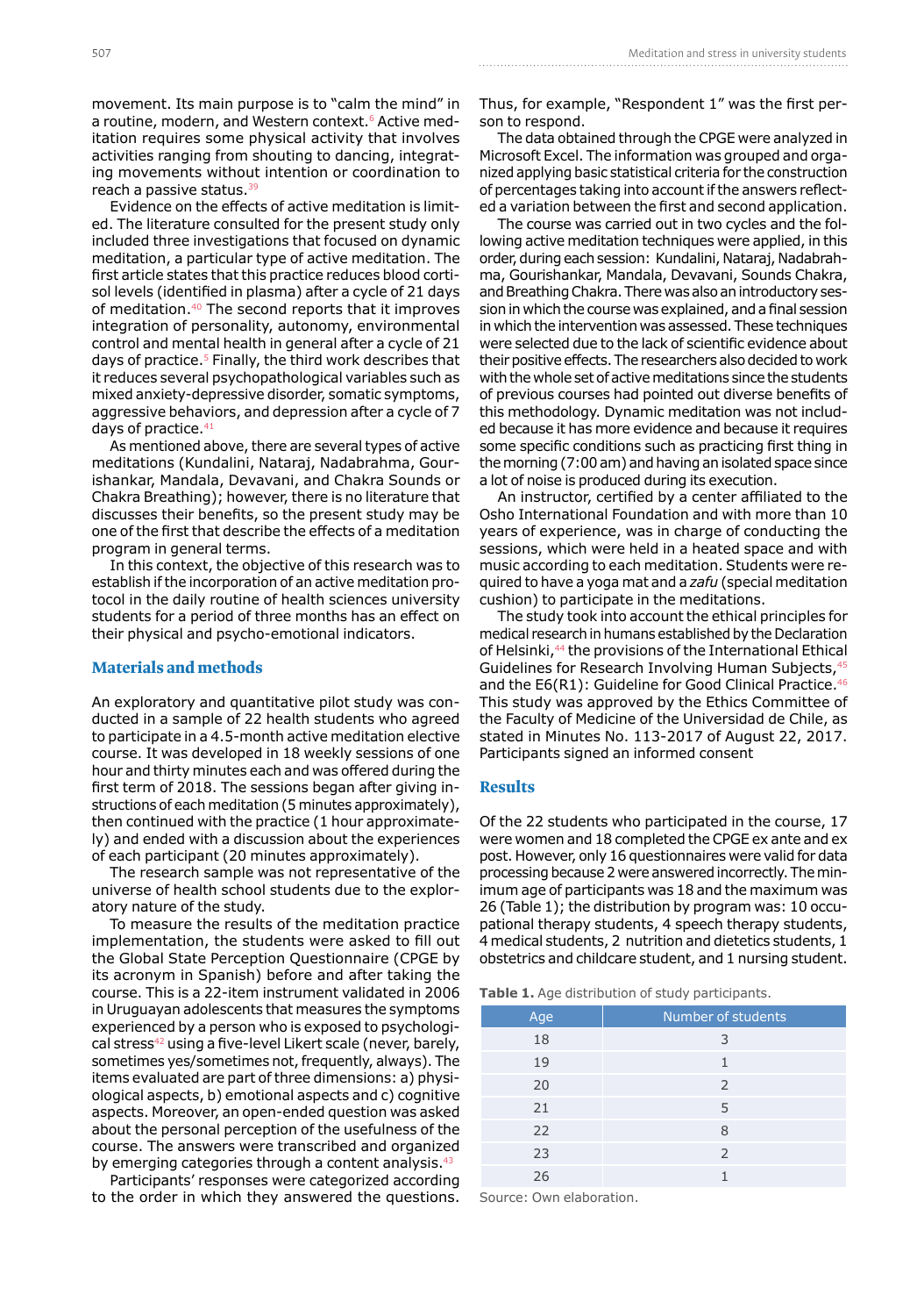movement. Its main purpose is to "calm the mind" in a routine, modern, and Western context.[6] Active meditation requires some physical activity that involves activities ranging from shouting to dancing, integrating movements without intention or coordination to reach a passive status.[39]

Evidence on the effects of active meditation is limited. The literature consulted for the present study only included three investigations that focused on dynamic meditation, a particular type of active meditation. The first article states that this practice reduces blood cortisol levels (identified in plasma) after a cycle of 21 days of meditation.[40] The second reports that it improves integration of personality, autonomy, environmental control and mental health in general after a cycle of 21 days of practice.[5] Finally, the third work describes that it reduces several psychopathological variables such as mixed anxiety-depressive disorder, somatic symptoms, aggressive behaviors, and depression after a cycle of 7 days of practice.[41]

As mentioned above, there are several types of active meditations (Kundalini, Nataraj, Nadabrahma, Gourishankar, Mandala, Devavani, and Chakra Sounds or Chakra Breathing); however, there is no literature that discusses their benefits, so the present study may be one of the first that describe the effects of a meditation program in general terms.

In this context, the objective of this research was to establish if the incorporation of an active meditation protocol in the daily routine of health sciences university students for a period of three months has an effect on their physical and psycho-emotional indicators.

## Materials and methods

An exploratory and quantitative pilot study was conducted in a sample of 22 health students who agreed to participate in a 4.5-month active meditation elective course. It was developed in 18 weekly sessions of one hour and thirty minutes each and was offered during the first term of 2018. The sessions began after giving instructions of each meditation (5 minutes approximately), then continued with the practice (1 hour approximately) and ended with a discussion about the experiences of each participant (20 minutes approximately).

The research sample was not representative of the universe of health school students due to the exploratory nature of the study.

To measure the results of the meditation practice implementation, the students were asked to fill out the Global State Perception Questionnaire (CPGE by its acronym in Spanish) before and after taking the course. This is a 22-item instrument validated in 2006 in Uruguayan adolescents that measures the symptoms experienced by a person who is exposed to psychological stress[42] using a five-level Likert scale (never, barely, sometimes yes/sometimes not, frequently, always). The items evaluated are part of three dimensions: a) physiological aspects, b) emotional aspects and c) cognitive aspects. Moreover, an open-ended question was asked about the personal perception of the usefulness of the course. The answers were transcribed and organized by emerging categories through a content analysis.[43]

Participants' responses were categorized according to the order in which they answered the questions. Thus, for example, "Respondent 1" was the first person to respond.

The data obtained through the CPGE were analyzed in Microsoft Excel. The information was grouped and organized applying basic statistical criteria for the construction of percentages taking into account if the answers reflected a variation between the first and second application.

The course was carried out in two cycles and the following active meditation techniques were applied, in this order, during each session: Kundalini, Nataraj, Nadabrahma, Gourishankar, Mandala, Devavani, Sounds Chakra, and Breathing Chakra. There was also an introductory session in which the course was explained, and a final session in which the intervention was assessed. These techniques were selected due to the lack of scientific evidence about their positive effects. The researchers also decided to work with the whole set of active meditations since the students of previous courses had pointed out diverse benefits of this methodology. Dynamic meditation was not included because it has more evidence and because it requires some specific conditions such as practicing first thing in the morning (7:00 am) and having an isolated space since a lot of noise is produced during its execution.

An instructor, certified by a center affiliated to the Osho International Foundation and with more than 10 years of experience, was in charge of conducting the sessions, which were held in a heated space and with music according to each meditation. Students were required to have a yoga mat and a *zafu* (special meditation cushion) to participate in the meditations.

The study took into account the ethical principles for medical research in humans established by the Declaration of Helsinki,[44] the provisions of the International Ethical Guidelines for Research Involving Human Subjects,[45] and the E6(R1): Guideline for Good Clinical Practice.[46] This study was approved by the Ethics Committee of the Faculty of Medicine of the Universidad de Chile, as stated in Minutes No. 113-2017 of August 22, 2017. Participants signed an informed consent

## Results

Of the 22 students who participated in the course, 17 were women and 18 completed the CPGE ex ante and ex post. However, only 16 questionnaires were valid for data processing because 2 were answered incorrectly. The minimum age of participants was 18 and the maximum was 26 (Table 1); the distribution by program was: 10 occupational therapy students, 4 speech therapy students, 4 medical students, 2 nutrition and dietetics students, 1 obstetrics and childcare student, and 1 nursing student.

**Table 1.** Age distribution of study participants.

| Age | Number of students |
|---|---|
| 18 | 3 |
| 19 | 1 |
| 20 | 2 |
| 21 | 5 |
| 22 | 8 |
| 23 | 2 |
| 26 | 1 |

Source: Own elaboration.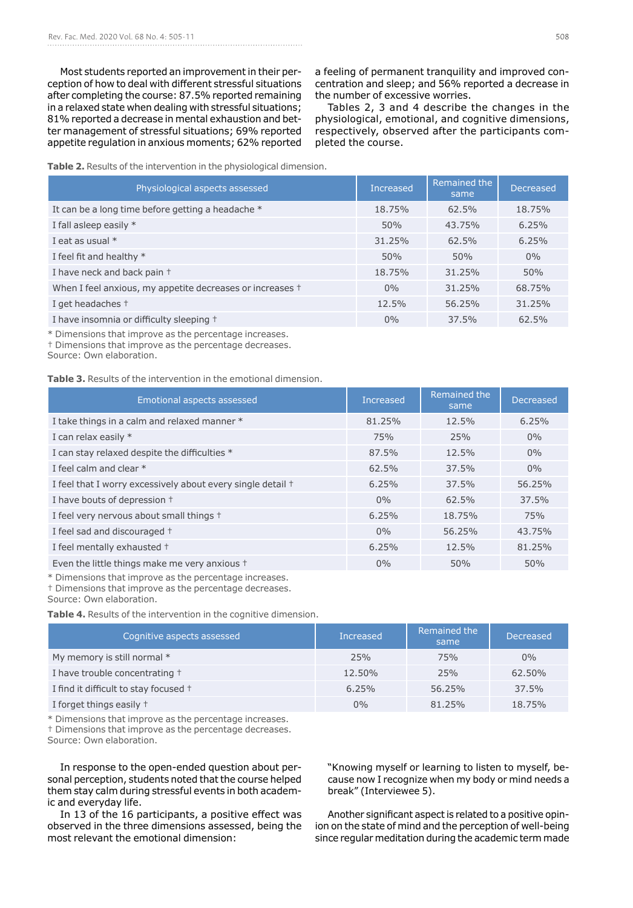Most students reported an improvement in their perception of how to deal with different stressful situations after completing the course: 87.5% reported remaining in a relaxed state when dealing with stressful situations; 81% reported a decrease in mental exhaustion and better management of stressful situations; 69% reported appetite regulation in anxious moments; 62% reported a feeling of permanent tranquility and improved concentration and sleep; and 56% reported a decrease in the number of excessive worries.

Tables 2, 3 and 4 describe the changes in the physiological, emotional, and cognitive dimensions, respectively, observed after the participants completed the course.

**Table 2.** Results of the intervention in the physiological dimension.

| Physiological aspects assessed | Increased | Remained the same | Decreased |
|---|---|---|---|
| It can be a long time before getting a headache * | 18.75% | 62.5% | 18.75% |
| I fall asleep easily * | 50% | 43.75% | 6.25% |
| I eat as usual * | 31.25% | 62.5% | 6.25% |
| I feel fit and healthy * | 50% | 50% | 0% |
| I have neck and back pain † | 18.75% | 31.25% | 50% |
| When I feel anxious, my appetite decreases or increases † | 0% | 31.25% | 68.75% |
| I get headaches † | 12.5% | 56.25% | 31.25% |
| I have insomnia or difficulty sleeping † | 0% | 37.5% | 62.5% |

\* Dimensions that improve as the percentage increases.
† Dimensions that improve as the percentage decreases.
Source: Own elaboration.

**Table 3.** Results of the intervention in the emotional dimension.

| Emotional aspects assessed | Increased | Remained the same | Decreased |
|---|---|---|---|
| I take things in a calm and relaxed manner * | 81.25% | 12.5% | 6.25% |
| I can relax easily * | 75% | 25% | 0% |
| I can stay relaxed despite the difficulties * | 87.5% | 12.5% | 0% |
| I feel calm and clear * | 62.5% | 37.5% | 0% |
| I feel that I worry excessively about every single detail † | 6.25% | 37.5% | 56.25% |
| I have bouts of depression † | 0% | 62.5% | 37.5% |
| I feel very nervous about small things † | 6.25% | 18.75% | 75% |
| I feel sad and discouraged † | 0% | 56.25% | 43.75% |
| I feel mentally exhausted † | 6.25% | 12.5% | 81.25% |
| Even the little things make me very anxious † | 0% | 50% | 50% |

\* Dimensions that improve as the percentage increases.
† Dimensions that improve as the percentage decreases.
Source: Own elaboration.

**Table 4.** Results of the intervention in the cognitive dimension.

| Cognitive aspects assessed | Increased | Remained the same | Decreased |
|---|---|---|---|
| My memory is still normal * | 25% | 75% | 0% |
| I have trouble concentrating † | 12.50% | 25% | 62.50% |
| I find it difficult to stay focused † | 6.25% | 56.25% | 37.5% |
| I forget things easily † | 0% | 81.25% | 18.75% |

\* Dimensions that improve as the percentage increases.
† Dimensions that improve as the percentage decreases.
Source: Own elaboration.

In response to the open-ended question about personal perception, students noted that the course helped them stay calm during stressful events in both academic and everyday life.

In 13 of the 16 participants, a positive effect was observed in the three dimensions assessed, being the most relevant the emotional dimension:

"Knowing myself or learning to listen to myself, because now I recognize when my body or mind needs a break" (Interviewee 5).

Another significant aspect is related to a positive opinion on the state of mind and the perception of well-being since regular meditation during the academic term made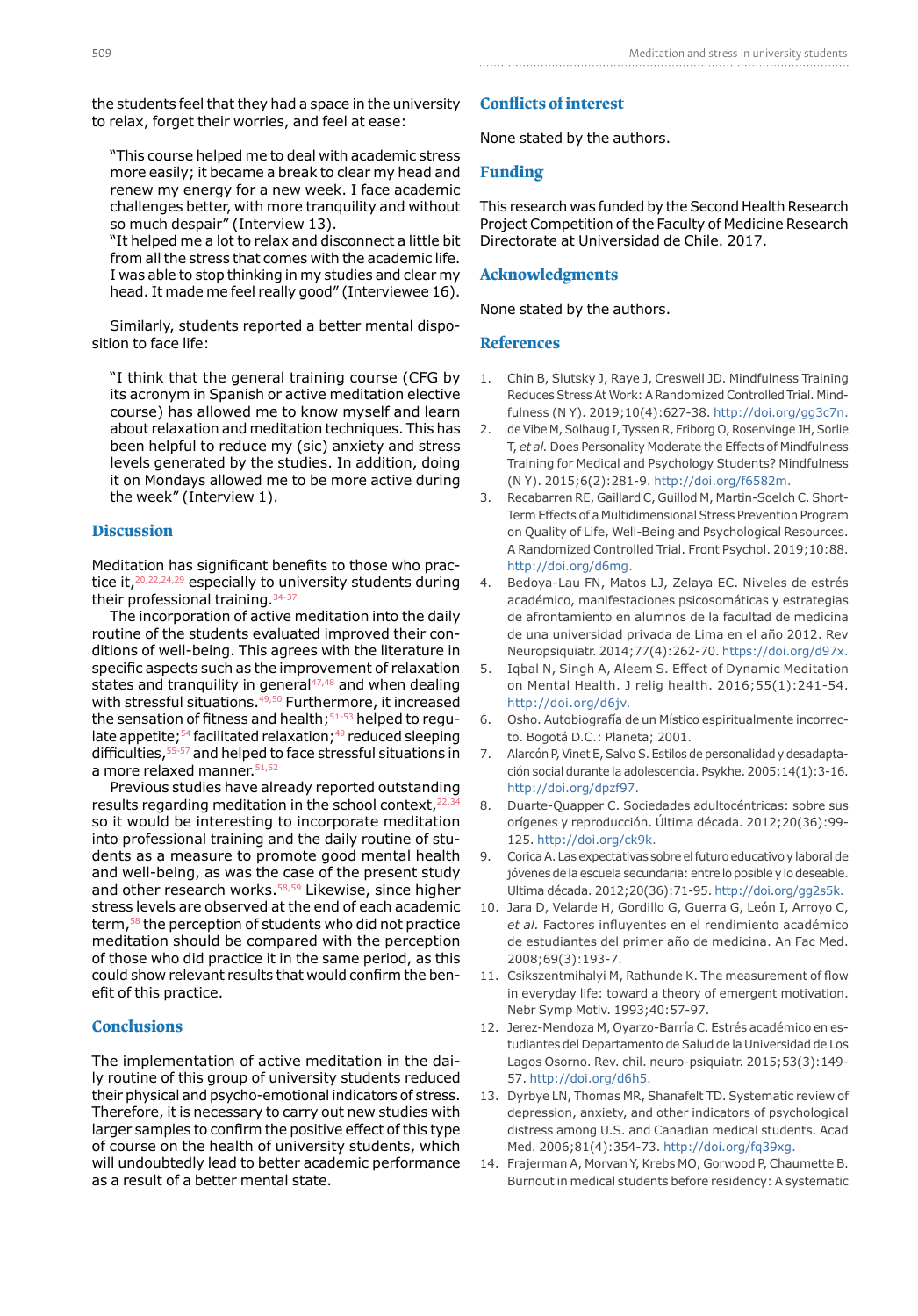the students feel that they had a space in the university to relax, forget their worries, and feel at ease:

> "This course helped me to deal with academic stress more easily; it became a break to clear my head and renew my energy for a new week. I face academic challenges better, with more tranquility and without so much despair" (Interview 13).
> "It helped me a lot to relax and disconnect a little bit from all the stress that comes with the academic life. I was able to stop thinking in my studies and clear my head. It made me feel really good" (Interviewee 16).

Similarly, students reported a better mental disposition to face life:

> "I think that the general training course (CFG by its acronym in Spanish or active meditation elective course) has allowed me to know myself and learn about relaxation and meditation techniques. This has been helpful to reduce my (sic) anxiety and stress levels generated by the studies. In addition, doing it on Mondays allowed me to be more active during the week" (Interview 1).

## Discussion

Meditation has significant benefits to those who practice it,[20,22,24,29] especially to university students during their professional training.[34-37]

The incorporation of active meditation into the daily routine of the students evaluated improved their conditions of well-being. This agrees with the literature in specific aspects such as the improvement of relaxation states and tranquility in general[47,48] and when dealing with stressful situations.[49,50] Furthermore, it increased the sensation of fitness and health;[51-53] helped to regulate appetite;[54] facilitated relaxation;[49] reduced sleeping difficulties,[55-57] and helped to face stressful situations in a more relaxed manner.[51,52]

Previous studies have already reported outstanding results regarding meditation in the school context,[22,34] so it would be interesting to incorporate meditation into professional training and the daily routine of students as a measure to promote good mental health and well-being, as was the case of the present study and other research works.[58,59] Likewise, since higher stress levels are observed at the end of each academic term,[58] the perception of students who did not practice meditation should be compared with the perception of those who did practice it in the same period, as this could show relevant results that would confirm the benefit of this practice.

## Conclusions

The implementation of active meditation in the daily routine of this group of university students reduced their physical and psycho-emotional indicators of stress. Therefore, it is necessary to carry out new studies with larger samples to confirm the positive effect of this type of course on the health of university students, which will undoubtedly lead to better academic performance as a result of a better mental state.

## Conflicts of interest

None stated by the authors.

## Funding

This research was funded by the Second Health Research Project Competition of the Faculty of Medicine Research Directorate at Universidad de Chile. 2017.

## Acknowledgments

None stated by the authors.

## References

1. Chin B, Slutsky J, Raye J, Creswell JD. Mindfulness Training Reduces Stress At Work: A Randomized Controlled Trial. Mindfulness (N Y). 2019;10(4):627-38. http://doi.org/gg3c7n.
2. de Vibe M, Solhaug I, Tyssen R, Friborg O, Rosenvinge JH, Sorlie T, *et al.* Does Personality Moderate the Effects of Mindfulness Training for Medical and Psychology Students? Mindfulness (N Y). 2015;6(2):281-9. http://doi.org/f6582m.
3. Recabarren RE, Gaillard C, Guillod M, Martin-Soelch C. Short-Term Effects of a Multidimensional Stress Prevention Program on Quality of Life, Well-Being and Psychological Resources. A Randomized Controlled Trial. Front Psychol. 2019;10:88. http://doi.org/d6mg.
4. Bedoya-Lau FN, Matos LJ, Zelaya EC. Niveles de estrés académico, manifestaciones psicosomáticas y estrategias de afrontamiento en alumnos de la facultad de medicina de una universidad privada de Lima en el año 2012. Rev Neuropsiquiatr. 2014;77(4):262-70. https://doi.org/d97x.
5. Iqbal N, Singh A, Aleem S. Effect of Dynamic Meditation on Mental Health. J relig health. 2016;55(1):241-54. http://doi.org/d6jv.
6. Osho. Autobiografía de un Místico espiritualmente incorrecto. Bogotá D.C.: Planeta; 2001.
7. Alarcón P, Vinet E, Salvo S. Estilos de personalidad y desadaptación social durante la adolescencia. Psykhe. 2005;14(1):3-16. http://doi.org/dpzf97.
8. Duarte-Quapper C. Sociedades adultocéntricas: sobre sus orígenes y reproducción. Última década. 2012;20(36):99-125. http://doi.org/ck9k.
9. Corica A. Las expectativas sobre el futuro educativo y laboral de jóvenes de la escuela secundaria: entre lo posible y lo deseable. Ultima década. 2012;20(36):71-95. http://doi.org/gg2s5k.
10. Jara D, Velarde H, Gordillo G, Guerra G, León I, Arroyo C, *et al.* Factores influyentes en el rendimiento académico de estudiantes del primer año de medicina. An Fac Med. 2008;69(3):193-7.
11. Csikszentmihalyi M, Rathunde K. The measurement of flow in everyday life: toward a theory of emergent motivation. Nebr Symp Motiv. 1993;40:57-97.
12. Jerez-Mendoza M, Oyarzo-Barría C. Estrés académico en estudiantes del Departamento de Salud de la Universidad de Los Lagos Osorno. Rev. chil. neuro-psiquiatr. 2015;53(3):149-57. http://doi.org/d6h5.
13. Dyrbye LN, Thomas MR, Shanafelt TD. Systematic review of depression, anxiety, and other indicators of psychological distress among U.S. and Canadian medical students. Acad Med. 2006;81(4):354-73. http://doi.org/fq39xg.
14. Frajerman A, Morvan Y, Krebs MO, Gorwood P, Chaumette B. Burnout in medical students before residency: A systematic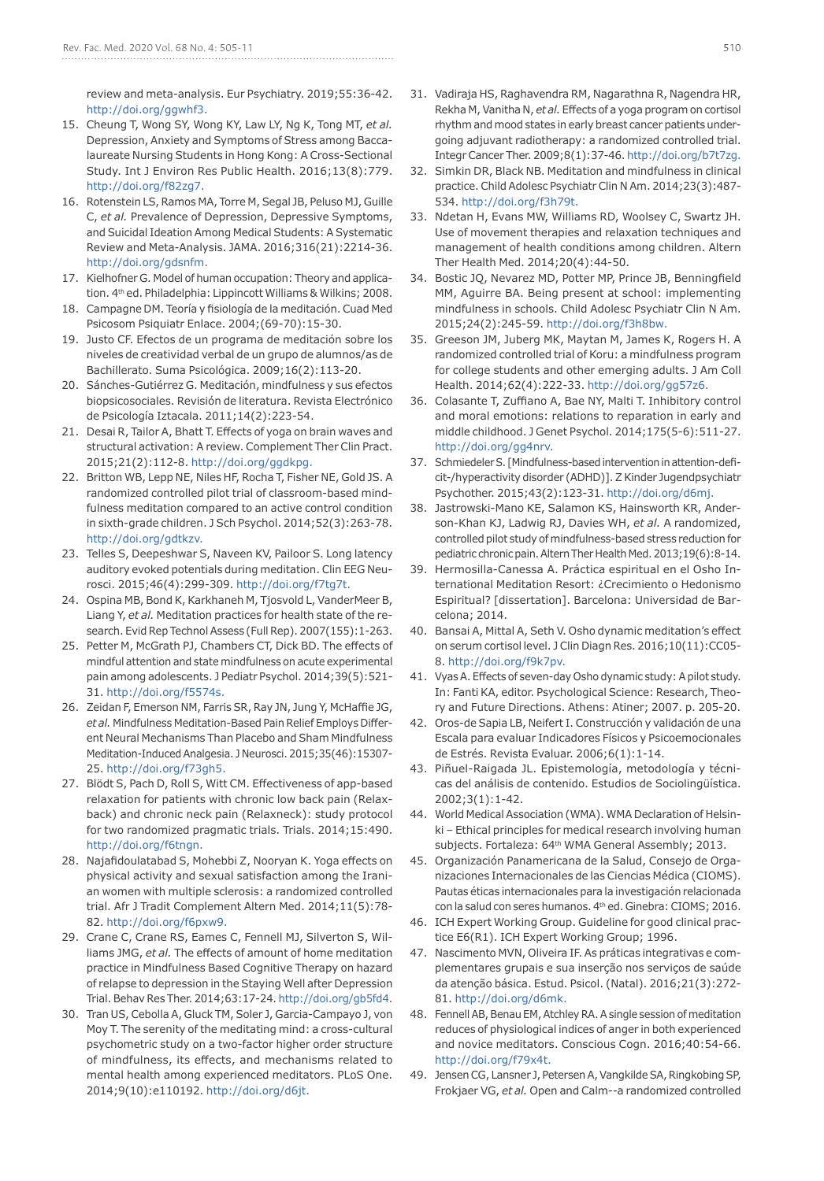review and meta-analysis. Eur Psychiatry. 2019;55:36-42. http://doi.org/ggwhf3.

15. Cheung T, Wong SY, Wong KY, Law LY, Ng K, Tong MT, *et al.* Depression, Anxiety and Symptoms of Stress among Baccalaureate Nursing Students in Hong Kong: A Cross-Sectional Study. Int J Environ Res Public Health. 2016;13(8):779. http://doi.org/f82zg7.
16. Rotenstein LS, Ramos MA, Torre M, Segal JB, Peluso MJ, Guille C, *et al.* Prevalence of Depression, Depressive Symptoms, and Suicidal Ideation Among Medical Students: A Systematic Review and Meta-Analysis. JAMA. 2016;316(21):2214-36. http://doi.org/gdsnfm.
17. Kielhofner G. Model of human occupation: Theory and application. 4th ed. Philadelphia: Lippincott Williams & Wilkins; 2008.
18. Campagne DM. Teoría y fisiología de la meditación. Cuad Med Psicosom Psiquiatr Enlace. 2004;(69-70):15-30.
19. Justo CF. Efectos de un programa de meditación sobre los niveles de creatividad verbal de un grupo de alumnos/as de Bachillerato. Suma Psicológica. 2009;16(2):113-20.
20. Sánches-Gutiérrez G. Meditación, mindfulness y sus efectos biopsicosociales. Revisión de literatura. Revista Electrónico de Psicología Iztacala. 2011;14(2):223-54.
21. Desai R, Tailor A, Bhatt T. Effects of yoga on brain waves and structural activation: A review. Complement Ther Clin Pract. 2015;21(2):112-8. http://doi.org/ggdkpg.
22. Britton WB, Lepp NE, Niles HF, Rocha T, Fisher NE, Gold JS. A randomized controlled pilot trial of classroom-based mindfulness meditation compared to an active control condition in sixth-grade children. J Sch Psychol. 2014;52(3):263-78. http://doi.org/gdtkzv.
23. Telles S, Deepeshwar S, Naveen KV, Pailoor S. Long latency auditory evoked potentials during meditation. Clin EEG Neurosci. 2015;46(4):299-309. http://doi.org/f7tg7t.
24. Ospina MB, Bond K, Karkhaneh M, Tjosvold L, VanderMeer B, Liang Y, *et al.* Meditation practices for health state of the research. Evid Rep Technol Assess (Full Rep). 2007(155):1-263.
25. Petter M, McGrath PJ, Chambers CT, Dick BD. The effects of mindful attention and state mindfulness on acute experimental pain among adolescents. J Pediatr Psychol. 2014;39(5):521-31. http://doi.org/f5574s.
26. Zeidan F, Emerson NM, Farris SR, Ray JN, Jung Y, McHaffie JG, *et al.* Mindfulness Meditation-Based Pain Relief Employs Different Neural Mechanisms Than Placebo and Sham Mindfulness Meditation-Induced Analgesia. J Neurosci. 2015;35(46):15307-25. http://doi.org/f73gh5.
27. Blödt S, Pach D, Roll S, Witt CM. Effectiveness of app-based relaxation for patients with chronic low back pain (Relaxback) and chronic neck pain (Relaxneck): study protocol for two randomized pragmatic trials. Trials. 2014;15:490. http://doi.org/f6tngn.
28. Najafidoulatabad S, Mohebbi Z, Nooryan K. Yoga effects on physical activity and sexual satisfaction among the Iranian women with multiple sclerosis: a randomized controlled trial. Afr J Tradit Complement Altern Med. 2014;11(5):78-82. http://doi.org/f6pxw9.
29. Crane C, Crane RS, Eames C, Fennell MJ, Silverton S, Williams JMG, *et al.* The effects of amount of home meditation practice in Mindfulness Based Cognitive Therapy on hazard of relapse to depression in the Staying Well after Depression Trial. Behav Res Ther. 2014;63:17-24. http://doi.org/gb5fd4.
30. Tran US, Cebolla A, Gluck TM, Soler J, Garcia-Campayo J, von Moy T. The serenity of the meditating mind: a cross-cultural psychometric study on a two-factor higher order structure of mindfulness, its effects, and mechanisms related to mental health among experienced meditators. PLoS One. 2014;9(10):e110192. http://doi.org/d6jt.
31. Vadiraja HS, Raghavendra RM, Nagarathna R, Nagendra HR, Rekha M, Vanitha N, *et al.* Effects of a yoga program on cortisol rhythm and mood states in early breast cancer patients undergoing adjuvant radiotherapy: a randomized controlled trial. Integr Cancer Ther. 2009;8(1):37-46. http://doi.org/b7t7zg.
32. Simkin DR, Black NB. Meditation and mindfulness in clinical practice. Child Adolesc Psychiatr Clin N Am. 2014;23(3):487-534. http://doi.org/f3h79t.
33. Ndetan H, Evans MW, Williams RD, Woolsey C, Swartz JH. Use of movement therapies and relaxation techniques and management of health conditions among children. Altern Ther Health Med. 2014;20(4):44-50.
34. Bostic JQ, Nevarez MD, Potter MP, Prince JB, Benningfield MM, Aguirre BA. Being present at school: implementing mindfulness in schools. Child Adolesc Psychiatr Clin N Am. 2015;24(2):245-59. http://doi.org/f3h8bw.
35. Greeson JM, Juberg MK, Maytan M, James K, Rogers H. A randomized controlled trial of Koru: a mindfulness program for college students and other emerging adults. J Am Coll Health. 2014;62(4):222-33. http://doi.org/gg57z6.
36. Colasante T, Zuffiano A, Bae NY, Malti T. Inhibitory control and moral emotions: relations to reparation in early and middle childhood. J Genet Psychol. 2014;175(5-6):511-27. http://doi.org/gg4nrv.
37. Schmiedeler S. [Mindfulness-based intervention in attention-deficit-/hyperactivity disorder (ADHD)]. Z Kinder Jugendpsychiatr Psychother. 2015;43(2):123-31. http://doi.org/d6mj.
38. Jastrowski-Mano KE, Salamon KS, Hainsworth KR, Anderson-Khan KJ, Ladwig RJ, Davies WH, *et al.* A randomized, controlled pilot study of mindfulness-based stress reduction for pediatric chronic pain. Altern Ther Health Med. 2013;19(6):8-14.
39. Hermosilla-Canessa A. Práctica espiritual en el Osho International Meditation Resort: ¿Crecimiento o Hedonismo Espiritual? [dissertation]. Barcelona: Universidad de Barcelona; 2014.
40. Bansai A, Mittal A, Seth V. Osho dynamic meditation's effect on serum cortisol level. J Clin Diagn Res. 2016;10(11):CC05-8. http://doi.org/f9k7pv.
41. Vyas A. Effects of seven-day Osho dynamic study: A pilot study. In: Fanti KA, editor. Psychological Science: Research, Theory and Future Directions. Athens: Atiner; 2007. p. 205-20.
42. Oros-de Sapia LB, Neifert I. Construcción y validación de una Escala para evaluar Indicadores Físicos y Psicoemocionales de Estrés. Revista Evaluar. 2006;6(1):1-14.
43. Piñuel-Raigada JL. Epistemología, metodología y técnicas del análisis de contenido. Estudios de Sociolingüística. 2002;3(1):1-42.
44. World Medical Association (WMA). WMA Declaration of Helsinki – Ethical principles for medical research involving human subjects. Fortaleza: 64th WMA General Assembly; 2013.
45. Organización Panamericana de la Salud, Consejo de Organizaciones Internacionales de las Ciencias Médica (CIOMS). Pautas éticas internacionales para la investigación relacionada con la salud con seres humanos. 4th ed. Ginebra: CIOMS; 2016.
46. ICH Expert Working Group. Guideline for good clinical practice E6(R1). ICH Expert Working Group; 1996.
47. Nascimento MVN, Oliveira IF. As práticas integrativas e complementares grupais e sua inserção nos serviços de saúde da atenção básica. Estud. Psicol. (Natal). 2016;21(3):272-81. http://doi.org/d6mk.
48. Fennell AB, Benau EM, Atchley RA. A single session of meditation reduces of physiological indices of anger in both experienced and novice meditators. Conscious Cogn. 2016;40:54-66. http://doi.org/f79x4t.
49. Jensen CG, Lansner J, Petersen A, Vangkilde SA, Ringkobing SP, Frokjaer VG, *et al.* Open and Calm--a randomized controlled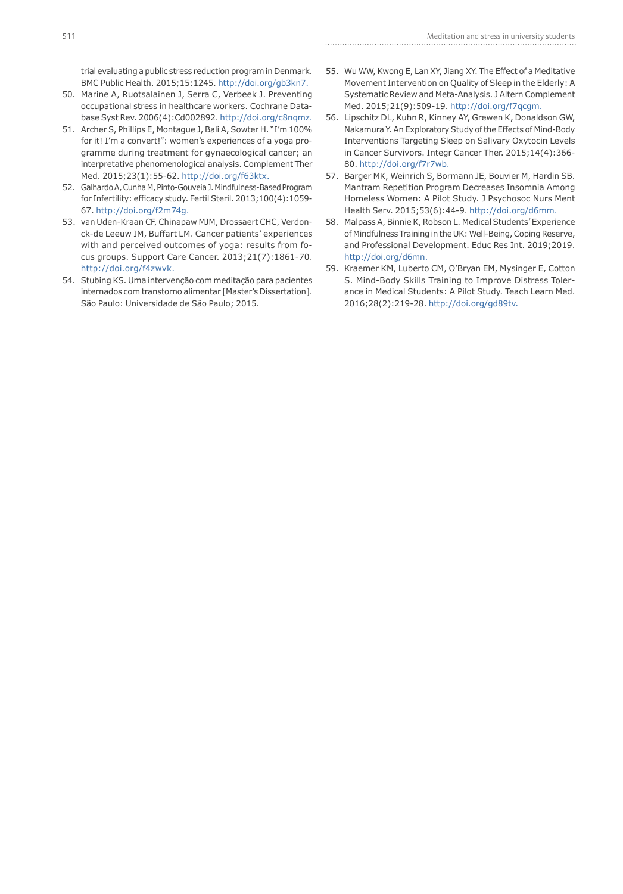trial evaluating a public stress reduction program in Denmark. BMC Public Health. 2015;15:1245. http://doi.org/gb3kn7.

50. Marine A, Ruotsalainen J, Serra C, Verbeek J. Preventing occupational stress in healthcare workers. Cochrane Database Syst Rev. 2006(4):Cd002892. http://doi.org/c8nqmz.
51. Archer S, Phillips E, Montague J, Bali A, Sowter H. "I'm 100% for it! I'm a convert!": women's experiences of a yoga programme during treatment for gynaecological cancer; an interpretative phenomenological analysis. Complement Ther Med. 2015;23(1):55-62. http://doi.org/f63ktx.
52. Galhardo A, Cunha M, Pinto-Gouveia J. Mindfulness-Based Program for Infertility: efficacy study. Fertil Steril. 2013;100(4):1059-67. http://doi.org/f2m74g.
53. van Uden-Kraan CF, Chinapaw MJM, Drossaert CHC, Verdonck-de Leeuw IM, Buffart LM. Cancer patients' experiences with and perceived outcomes of yoga: results from focus groups. Support Care Cancer. 2013;21(7):1861-70. http://doi.org/f4zwvk.
54. Stubing KS. Uma intervenção com meditação para pacientes internados com transtorno alimentar [Master's Dissertation]. São Paulo: Universidade de São Paulo; 2015.
55. Wu WW, Kwong E, Lan XY, Jiang XY. The Effect of a Meditative Movement Intervention on Quality of Sleep in the Elderly: A Systematic Review and Meta-Analysis. J Altern Complement Med. 2015;21(9):509-19. http://doi.org/f7qcgm.
56. Lipschitz DL, Kuhn R, Kinney AY, Grewen K, Donaldson GW, Nakamura Y. An Exploratory Study of the Effects of Mind-Body Interventions Targeting Sleep on Salivary Oxytocin Levels in Cancer Survivors. Integr Cancer Ther. 2015;14(4):366-80. http://doi.org/f7r7wb.
57. Barger MK, Weinrich S, Bormann JE, Bouvier M, Hardin SB. Mantram Repetition Program Decreases Insomnia Among Homeless Women: A Pilot Study. J Psychosoc Nurs Ment Health Serv. 2015;53(6):44-9. http://doi.org/d6mm.
58. Malpass A, Binnie K, Robson L. Medical Students' Experience of Mindfulness Training in the UK: Well-Being, Coping Reserve, and Professional Development. Educ Res Int. 2019;2019. http://doi.org/d6mn.
59. Kraemer KM, Luberto CM, O'Bryan EM, Mysinger E, Cotton S. Mind-Body Skills Training to Improve Distress Tolerance in Medical Students: A Pilot Study. Teach Learn Med. 2016;28(2):219-28. http://doi.org/gd89tv.